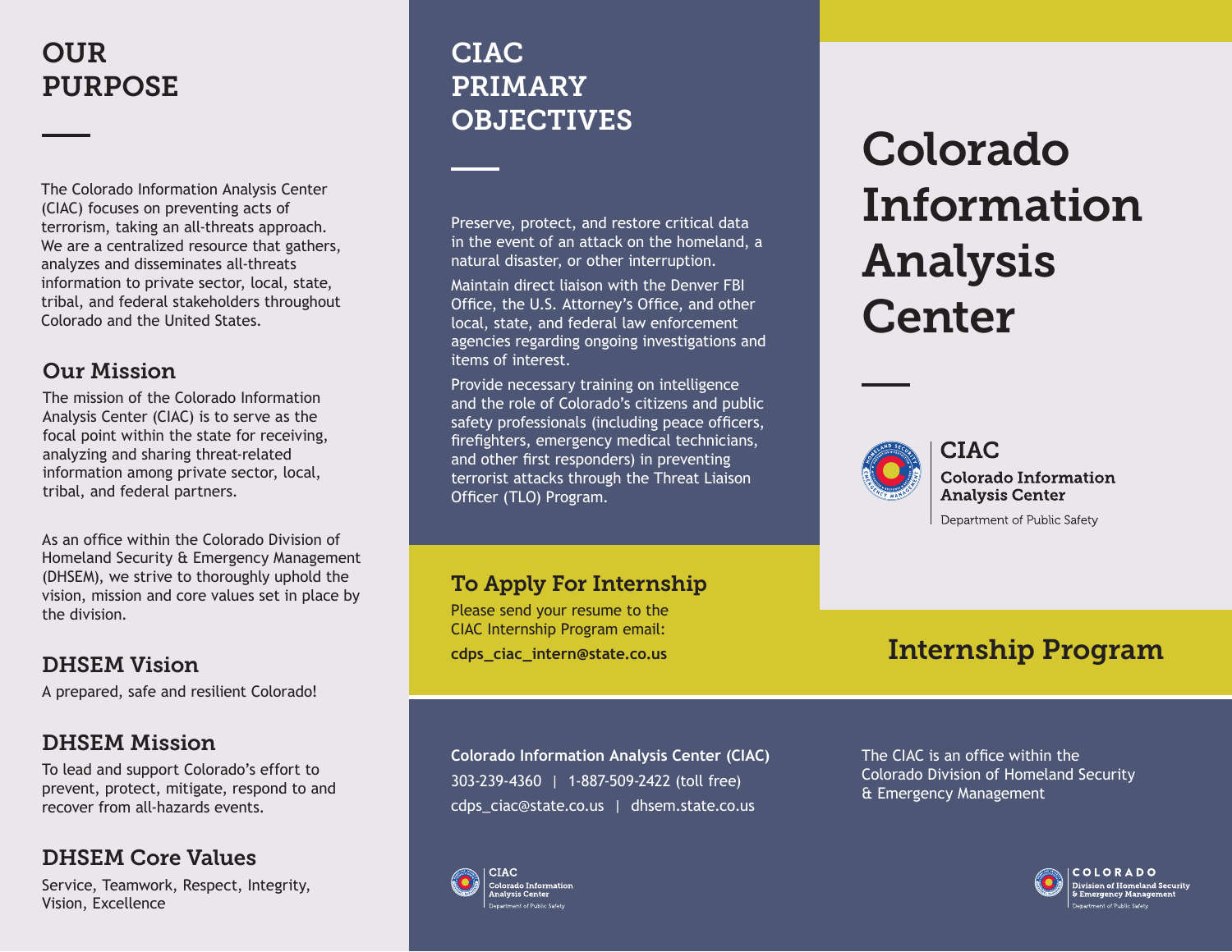# OUR PURPOSE

The Colorado Information Analysis Center (CIAC) focuses on preventing acts of terrorism, taking an all-threats approach. We are a centralized resource that gathers, analyzes and disseminates all-threats information to private sector, local, state, tribal, and federal stakeholders throughout Colorado and the United States.

## Our Mission

The mission of the Colorado Information Analysis Center (CIAC) is to serve as the focal point within the state for receiving, analyzing and sharing threat-related information among private sector, local, tribal, and federal partners.

As an office within the Colorado Division of Homeland Security & Emergency Management (DHSEM), we strive to thoroughly uphold the vision, mission and core values set in place by the division.

## DHSEM Vision

A prepared, safe and resilient Colorado!

## DHSEM Mission

To lead and support Colorado's effort to prevent, protect, mitigate, respond to and recover from all-hazards events.

## DHSEM Core Values

Service, Teamwork, Respect, Integrity, Vision, Excellence

# CIAC PRIMARY OBJECTIVES

Preserve, protect, and restore critical data in the event of an attack on the homeland, a natural disaster, or other interruption.

Maintain direct liaison with the Denver FBI Office, the U.S. Attorney's Office, and other local, state, and federal law enforcement agencies regarding ongoing investigations and items of interest.

Provide necessary training on intelligence and the role of Colorado's citizens and public safety professionals (including peace officers, firefighters, emergency medical technicians, and other first responders) in preventing terrorist attacks through the Threat Liaison Officer (TLO) Program.

## To Apply For Internship

Please send your resume to the CIAC Internship Program email:

**cdps_ciac_intern@state.co.us**

**Colorado Information Analysis Center (CIAC)**

303-239-4360 | 1-887-509-2422 (toll free)

cdps_ciac@state.co.us | dhsem.state.co.us

CIAC
Colorado Information Analysis Center
Department of Public Safety

# Colorado Information Analysis Center

CIAC
Colorado Information Analysis Center
Department of Public Safety

## Internship Program

The CIAC is an office within the Colorado Division of Homeland Security & Emergency Management

COLORADO
Division of Homeland Security & Emergency Management
Department of Public Safety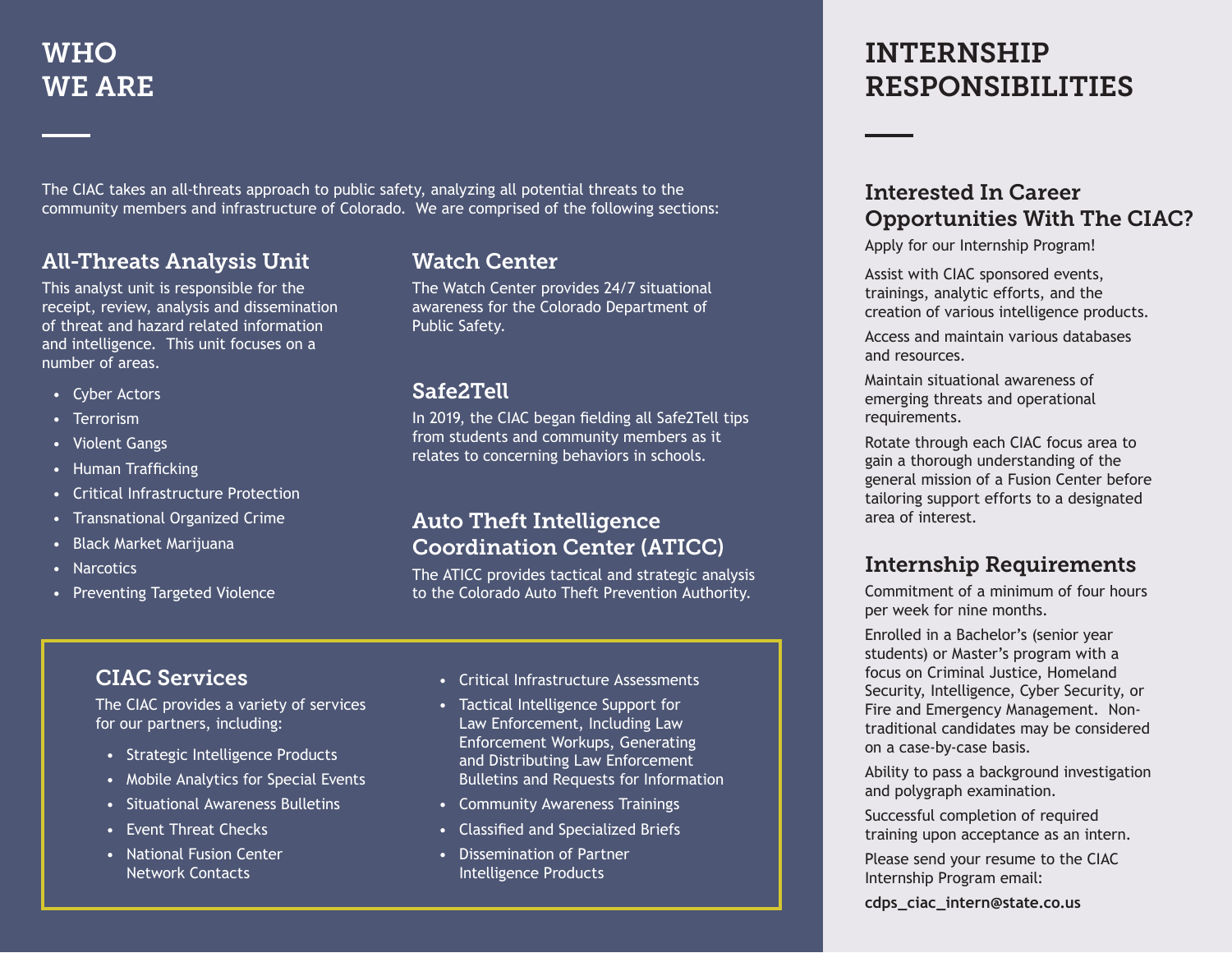# WHO WE ARE

The CIAC takes an all-threats approach to public safety, analyzing all potential threats to the community members and infrastructure of Colorado. We are comprised of the following sections:

## All-Threats Analysis Unit

This analyst unit is responsible for the receipt, review, analysis and dissemination of threat and hazard related information and intelligence. This unit focuses on a number of areas.

- Cyber Actors
- Terrorism
- Violent Gangs
- Human Trafficking
- Critical Infrastructure Protection
- Transnational Organized Crime
- Black Market Marijuana
- Narcotics
- Preventing Targeted Violence

## Watch Center

The Watch Center provides 24/7 situational awareness for the Colorado Department of Public Safety.

## Safe2Tell

In 2019, the CIAC began fielding all Safe2Tell tips from students and community members as it relates to concerning behaviors in schools.

## Auto Theft Intelligence Coordination Center (ATICC)

The ATICC provides tactical and strategic analysis to the Colorado Auto Theft Prevention Authority.

## CIAC Services

The CIAC provides a variety of services for our partners, including:

- Strategic Intelligence Products
- Mobile Analytics for Special Events
- Situational Awareness Bulletins
- Event Threat Checks
- National Fusion Center Network Contacts
- Critical Infrastructure Assessments
- Tactical Intelligence Support for Law Enforcement, Including Law Enforcement Workups, Generating and Distributing Law Enforcement Bulletins and Requests for Information
- Community Awareness Trainings
- Classified and Specialized Briefs
- Dissemination of Partner Intelligence Products

# INTERNSHIP RESPONSIBILITIES

## Interested In Career Opportunities With The CIAC?

Apply for our Internship Program!

Assist with CIAC sponsored events, trainings, analytic efforts, and the creation of various intelligence products.

Access and maintain various databases and resources.

Maintain situational awareness of emerging threats and operational requirements.

Rotate through each CIAC focus area to gain a thorough understanding of the general mission of a Fusion Center before tailoring support efforts to a designated area of interest.

## Internship Requirements

Commitment of a minimum of four hours per week for nine months.

Enrolled in a Bachelor's (senior year students) or Master's program with a focus on Criminal Justice, Homeland Security, Intelligence, Cyber Security, or Fire and Emergency Management. Non-traditional candidates may be considered on a case-by-case basis.

Ability to pass a background investigation and polygraph examination.

Successful completion of required training upon acceptance as an intern.

Please send your resume to the CIAC Internship Program email:

**cdps_ciac_intern@state.co.us**